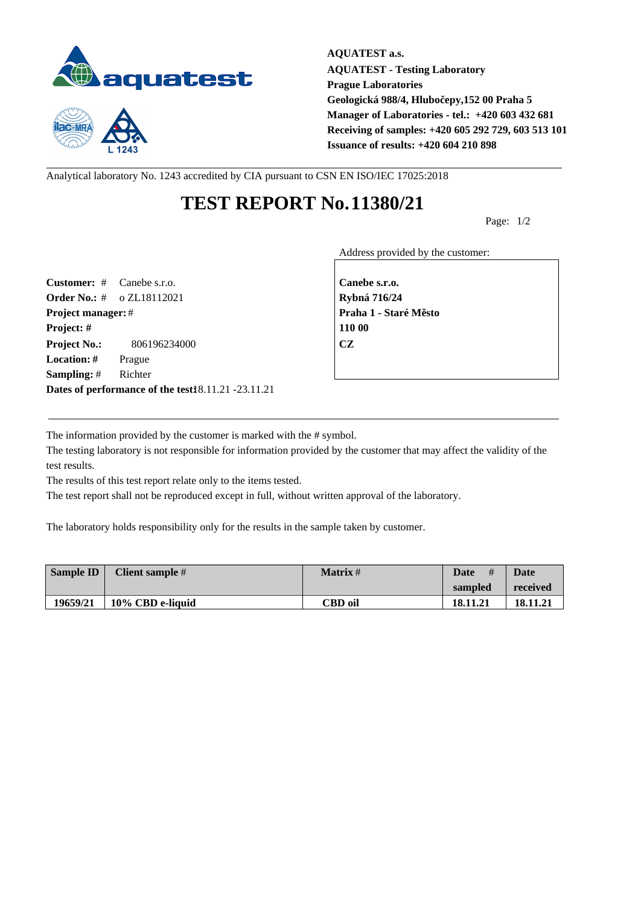**AQUATEST a.s.**
**AQUATEST - Testing Laboratory**
**Prague Laboratories**
**Geologická 988/4, Hlubočepy,152 00 Praha 5**
**Manager of Laboratories - tel.: +420 603 432 681**
**Receiving of samples: +420 605 292 729, 603 513 101**
**Issuance of results: +420 604 210 898**

Analytical laboratory No. 1243 accredited by CIA pursuant to CSN EN ISO/IEC 17025:2018

# TEST REPORT No. 11380/21

**Customer:** # Canebe s.r.o.
**Order No.:** # o ZL18112021
**Project manager:** #
**Project:** #
**Project No.:** 806196234000
**Location:** # Prague
**Sampling:** # Richter
**Dates of performance of the test:** 18.11.21 -23.11.21

Address provided by the customer:

**Canebe s.r.o.**
**Rybná 716/24**
**Praha 1 - Staré Město**
**110 00**
**CZ**

The information provided by the customer is marked with the # symbol.
The testing laboratory is not responsible for information provided by the customer that may affect the validity of the test results.
The results of this test report relate only to the items tested.
The test report shall not be reproduced except in full, without written approval of the laboratory.

The laboratory holds responsibility only for the results in the sample taken by customer.

| Sample ID | Client sample # | Matrix # | Date # sampled | Date received |
|---|---|---|---|---|
| 19659/21 | 10% CBD e-liquid | CBD oil | 18.11.21 | 18.11.21 |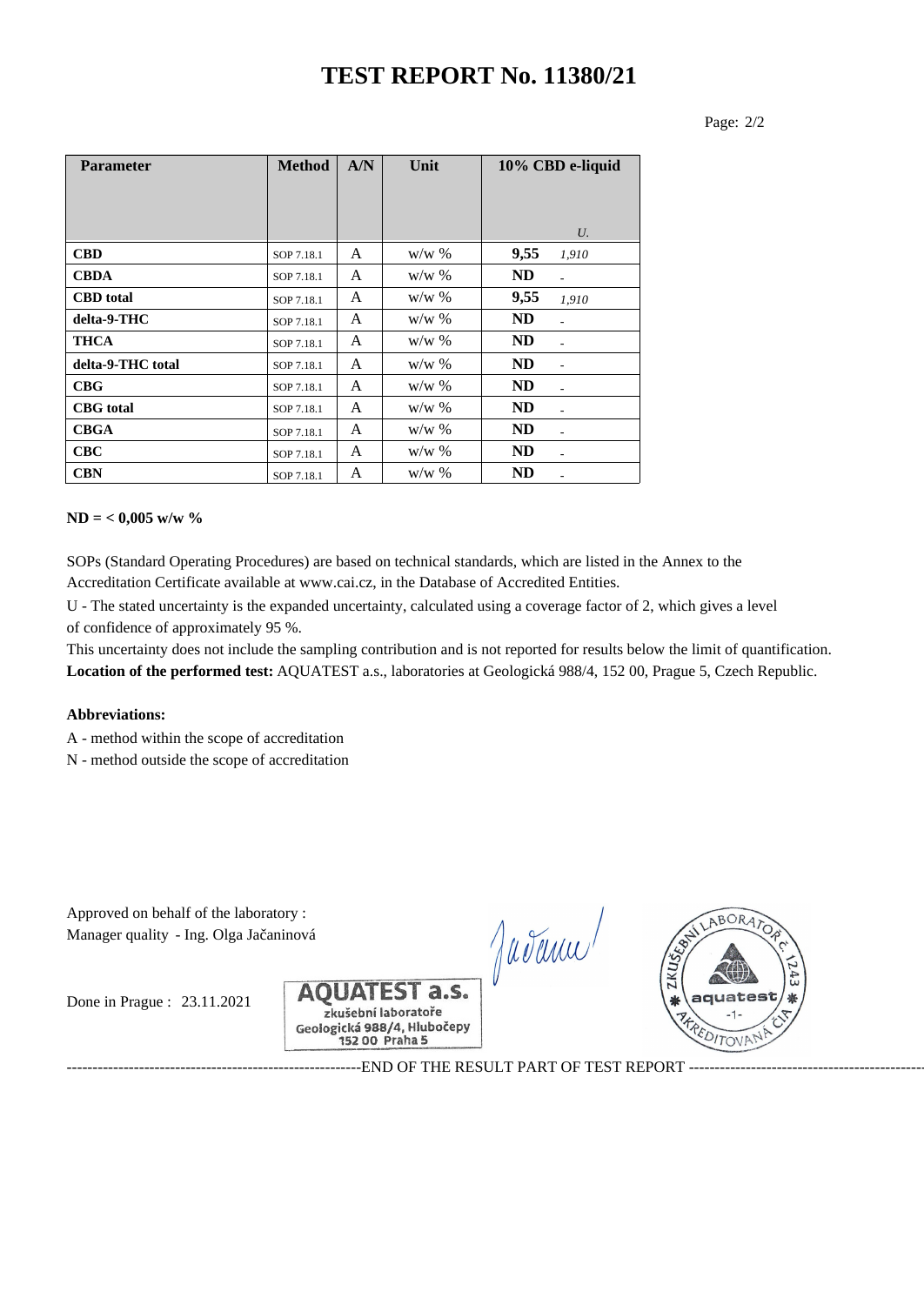# TEST REPORT No. 11380/21

| Parameter | Method | A/N | Unit | 10% CBD e-liquid | |
|---|---|---|---|---|---|
| | | | | | *U.* |
| **CBD** | SOP 7.18.1 | A | w/w % | **9,55** | *1,910* |
| **CBDA** | SOP 7.18.1 | A | w/w % | **ND** | - |
| **CBD total** | SOP 7.18.1 | A | w/w % | **9,55** | *1,910* |
| **delta-9-THC** | SOP 7.18.1 | A | w/w % | **ND** | - |
| **THCA** | SOP 7.18.1 | A | w/w % | **ND** | - |
| **delta-9-THC total** | SOP 7.18.1 | A | w/w % | **ND** | - |
| **CBG** | SOP 7.18.1 | A | w/w % | **ND** | - |
| **CBG total** | SOP 7.18.1 | A | w/w % | **ND** | - |
| **CBGA** | SOP 7.18.1 | A | w/w % | **ND** | - |
| **CBC** | SOP 7.18.1 | A | w/w % | **ND** | - |
| **CBN** | SOP 7.18.1 | A | w/w % | **ND** | - |

**ND = < 0,005 w/w %**

SOPs (Standard Operating Procedures) are based on technical standards, which are listed in the Annex to the Accreditation Certificate available at www.cai.cz, in the Database of Accredited Entities.

U - The stated uncertainty is the expanded uncertainty, calculated using a coverage factor of 2, which gives a level of confidence of approximately 95 %.

This uncertainty does not include the sampling contribution and is not reported for results below the limit of quantification.

**Location of the performed test:** AQUATEST a.s., laboratories at Geologická 988/4, 152 00, Prague 5, Czech Republic.

**Abbreviations:**

A - method within the scope of accreditation

N - method outside the scope of accreditation

Approved on behalf of the laboratory :
Manager quality - Ing. Olga Jačaninová

Done in Prague : 23.11.2021

AQUATEST a.s.
zkušební laboratoře
Geologická 988/4, Hlubočepy
152 00 Praha 5

ZKUŠEBNÍ LABORATOŘ č. 1243
aquatest
-1-
AKREDITOVANÁ ČIA

----------------------------------------------------------END OF THE RESULT PART OF TEST REPORT ----------------------------------------------------